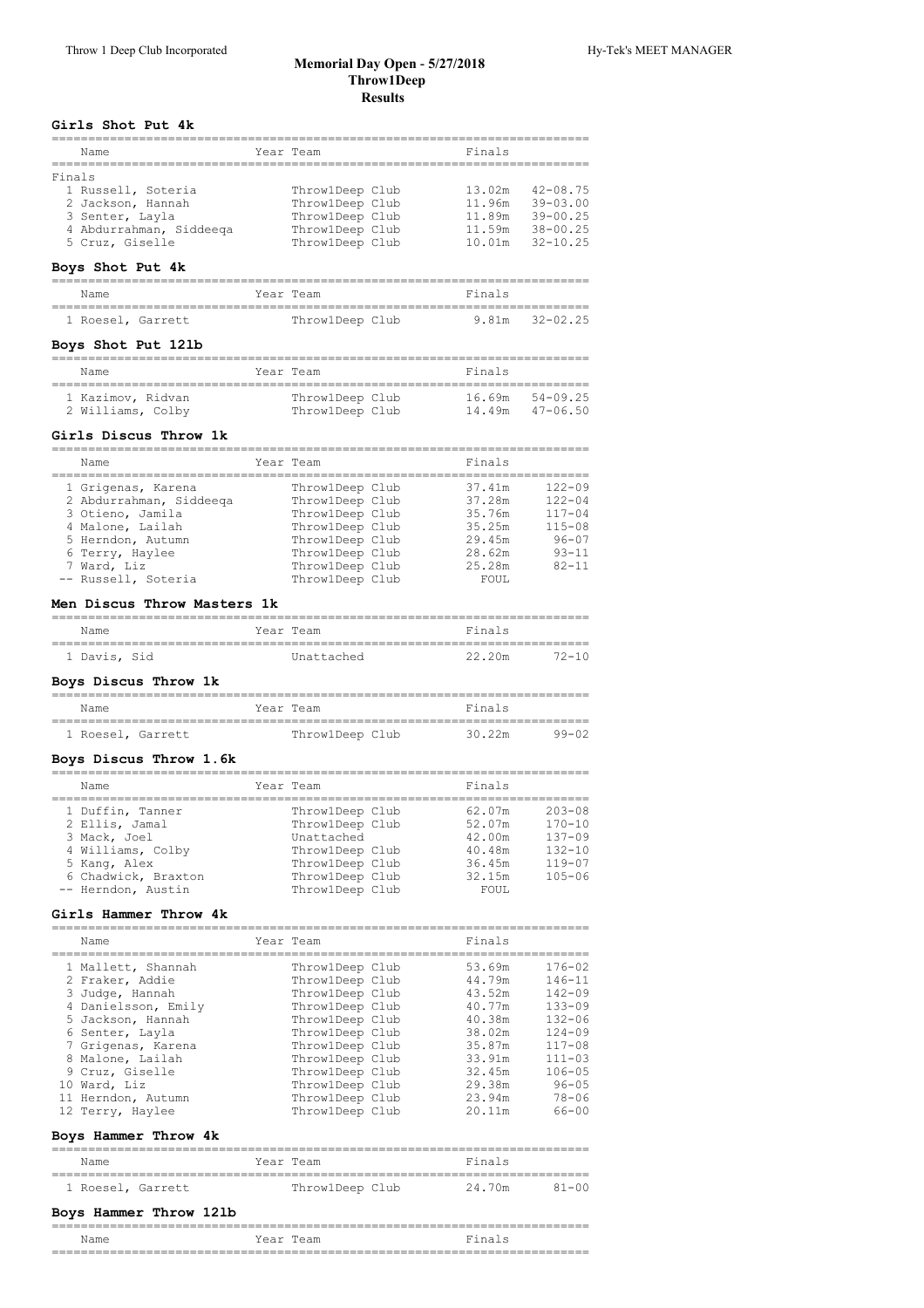# Memorial Day Open - 5/27/2018
## Throw1Deep
## Results

### Girls Shot Put 4k

Finals

| Name | Year | Team | Finals | |
|---|---|---|---|---|
| 1 Russell, Soteria | | Throw1Deep Club | 13.02m | 42-08.75 |
| 2 Jackson, Hannah | | Throw1Deep Club | 11.96m | 39-03.00 |
| 3 Senter, Layla | | Throw1Deep Club | 11.89m | 39-00.25 |
| 4 Abdurrahman, Siddeeqa | | Throw1Deep Club | 11.59m | 38-00.25 |
| 5 Cruz, Giselle | | Throw1Deep Club | 10.01m | 32-10.25 |

### Boys Shot Put 4k

| Name | Year | Team | Finals | |
|---|---|---|---|---|
| 1 Roesel, Garrett | | Throw1Deep Club | 9.81m | 32-02.25 |

### Boys Shot Put 12lb

| Name | Year | Team | Finals | |
|---|---|---|---|---|
| 1 Kazimov, Ridvan | | Throw1Deep Club | 16.69m | 54-09.25 |
| 2 Williams, Colby | | Throw1Deep Club | 14.49m | 47-06.50 |

### Girls Discus Throw 1k

| Name | Year | Team | Finals | |
|---|---|---|---|---|
| 1 Grigenas, Karena | | Throw1Deep Club | 37.41m | 122-09 |
| 2 Abdurrahman, Siddeeqa | | Throw1Deep Club | 37.28m | 122-04 |
| 3 Otieno, Jamila | | Throw1Deep Club | 35.76m | 117-04 |
| 4 Malone, Lailah | | Throw1Deep Club | 35.25m | 115-08 |
| 5 Herndon, Autumn | | Throw1Deep Club | 29.45m | 96-07 |
| 6 Terry, Haylee | | Throw1Deep Club | 28.62m | 93-11 |
| 7 Ward, Liz | | Throw1Deep Club | 25.28m | 82-11 |
| -- Russell, Soteria | | Throw1Deep Club | FOUL | |

### Men Discus Throw Masters 1k

| Name | Year | Team | Finals | |
|---|---|---|---|---|
| 1 Davis, Sid | | Unattached | 22.20m | 72-10 |

### Boys Discus Throw 1k

| Name | Year | Team | Finals | |
|---|---|---|---|---|
| 1 Roesel, Garrett | | Throw1Deep Club | 30.22m | 99-02 |

### Boys Discus Throw 1.6k

| Name | Year | Team | Finals | |
|---|---|---|---|---|
| 1 Duffin, Tanner | | Throw1Deep Club | 62.07m | 203-08 |
| 2 Ellis, Jamal | | Throw1Deep Club | 52.07m | 170-10 |
| 3 Mack, Joel | | Unattached | 42.00m | 137-09 |
| 4 Williams, Colby | | Throw1Deep Club | 40.48m | 132-10 |
| 5 Kang, Alex | | Throw1Deep Club | 36.45m | 119-07 |
| 6 Chadwick, Braxton | | Throw1Deep Club | 32.15m | 105-06 |
| -- Herndon, Austin | | Throw1Deep Club | FOUL | |

### Girls Hammer Throw 4k

| Name | Year | Team | Finals | |
|---|---|---|---|---|
| 1 Mallett, Shannah | | Throw1Deep Club | 53.69m | 176-02 |
| 2 Fraker, Addie | | Throw1Deep Club | 44.79m | 146-11 |
| 3 Judge, Hannah | | Throw1Deep Club | 43.52m | 142-09 |
| 4 Danielsson, Emily | | Throw1Deep Club | 40.77m | 133-09 |
| 5 Jackson, Hannah | | Throw1Deep Club | 40.38m | 132-06 |
| 6 Senter, Layla | | Throw1Deep Club | 38.02m | 124-09 |
| 7 Grigenas, Karena | | Throw1Deep Club | 35.87m | 117-08 |
| 8 Malone, Lailah | | Throw1Deep Club | 33.91m | 111-03 |
| 9 Cruz, Giselle | | Throw1Deep Club | 32.45m | 106-05 |
| 10 Ward, Liz | | Throw1Deep Club | 29.38m | 96-05 |
| 11 Herndon, Autumn | | Throw1Deep Club | 23.94m | 78-06 |
| 12 Terry, Haylee | | Throw1Deep Club | 20.11m | 66-00 |

### Boys Hammer Throw 4k

| Name | Year | Team | Finals | |
|---|---|---|---|---|
| 1 Roesel, Garrett | | Throw1Deep Club | 24.70m | 81-00 |

### Boys Hammer Throw 12lb

| Name | Year | Team | Finals |
|---|---|---|---|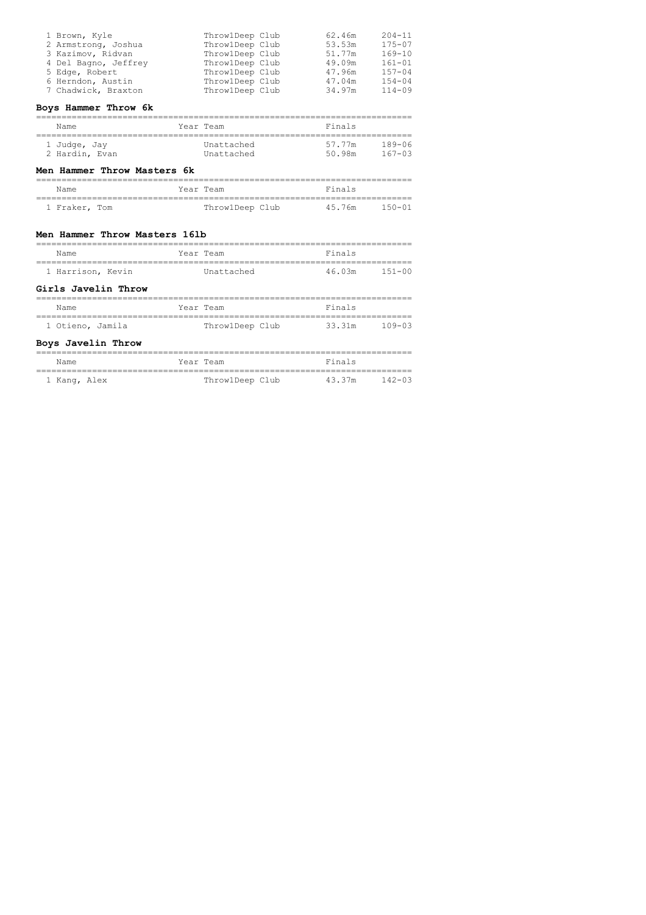| | | | | |
|---|---|---|---|---|
| 1 | Brown, Kyle | Throw1Deep Club | 62.46m | 204-11 |
| 2 | Armstrong, Joshua | Throw1Deep Club | 53.53m | 175-07 |
| 3 | Kazimov, Ridvan | Throw1Deep Club | 51.77m | 169-10 |
| 4 | Del Bagno, Jeffrey | Throw1Deep Club | 49.09m | 161-01 |
| 5 | Edge, Robert | Throw1Deep Club | 47.96m | 157-04 |
| 6 | Herndon, Austin | Throw1Deep Club | 47.04m | 154-04 |
| 7 | Chadwick, Braxton | Throw1Deep Club | 34.97m | 114-09 |

**Boys Hammer Throw 6k**

| | Name | Year Team | Finals | |
|---|---|---|---|---|
| 1 | Judge, Jay | Unattached | 57.77m | 189-06 |
| 2 | Hardin, Evan | Unattached | 50.98m | 167-03 |

**Men Hammer Throw Masters 6k**

| | Name | Year Team | Finals | |
|---|---|---|---|---|
| 1 | Fraker, Tom | Throw1Deep Club | 45.76m | 150-01 |

**Men Hammer Throw Masters 16lb**

| | Name | Year Team | Finals | |
|---|---|---|---|---|
| 1 | Harrison, Kevin | Unattached | 46.03m | 151-00 |

**Girls Javelin Throw**

| | Name | Year Team | Finals | |
|---|---|---|---|---|
| 1 | Otieno, Jamila | Throw1Deep Club | 33.31m | 109-03 |

**Boys Javelin Throw**

| | Name | Year Team | Finals | |
|---|---|---|---|---|
| 1 | Kang, Alex | Throw1Deep Club | 43.37m | 142-03 |